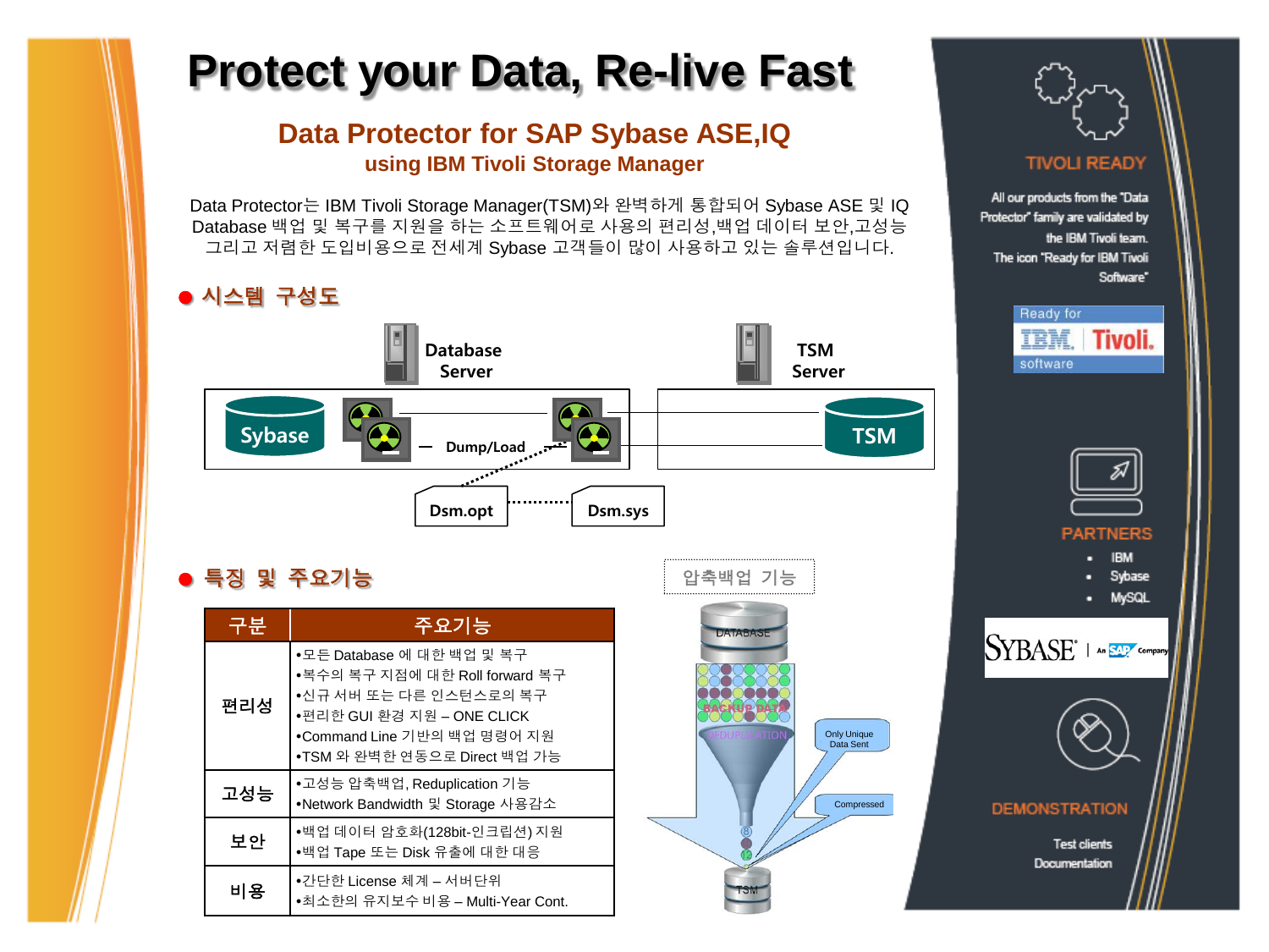# Protect your Data, Re-live Fast

## Data Protector for SAP Sybase ASE,IQ

### using IBM Tivoli Storage Manager

Data Protector는 IBM Tivoli Storage Manager(TSM)와 완벽하게 통합되어 Sybase ASE 및 IQ Database 백업 및 복구를 지원을 하는 소프트웨어로 사용의 편리성,백업 데이터 보안,고성능 그리고 저렴한 도입비용으로 전세계 Sybase 고객들이 많이 사용하고 있는 솔루션입니다.

## ● 시스템 구성도

Database Server

TSM Server

Sybase

Dump/Load

TSM

Dsm.opt

Dsm.sys

## ● 특징 및 주요기능

| 구분 | 주요기능 |
|---|---|
| 편리성 | •모든 Database 에 대한 백업 및 복구<br>•복수의 복구 지점에 대한 Roll forward 복구<br>•신규 서버 또는 다른 인스턴스로의 복구<br>•편리한 GUI 환경 지원 – ONE CLICK<br>•Command Line 기반의 백업 명령어 지원<br>•TSM 와 완벽한 연동으로 Direct 백업 가능 |
| 고성능 | •고성능 압축백업, Reduplication 기능<br>•Network Bandwidth 및 Storage 사용감소 |
| 보안 | •백업 데이터 암호화(128bit-인크립션) 지원<br>•백업 Tape 또는 Disk 유출에 대한 대응 |
| 비용 | •간단한 License 체계 – 서버단위<br>•최소한의 유지보수 비용 – Multi-Year Cont. |

압축백업 기능

DATABASE

BACKUP DATA

DEDUPLICATION

Only Unique Data Sent

Compressed

TSM

TIVOLI READY

All our products from the "Data Protector" family are validated by the IBM Tivoli team.
The icon "Ready for IBM Tivoli Software"

Ready for IBM Tivoli. software

PARTNERS

- IBM
- Sybase
- MySQL

SYBASE | An SAP Company

DEMONSTRATION

Test clients
Documentation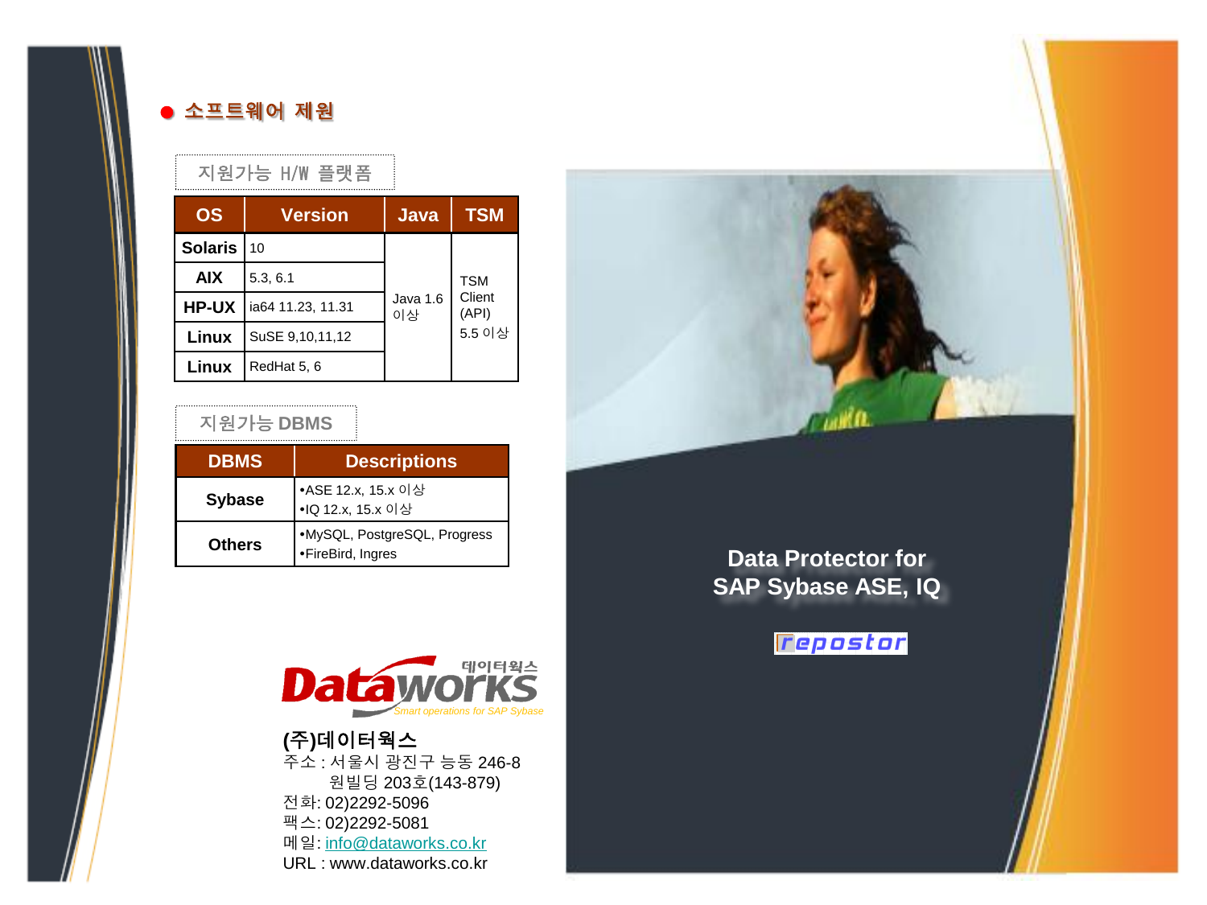## ● 소프트웨어 제원

지원가능 H/W 플랫폼

| OS | Version | Java | TSM |
|---|---|---|---|
| Solaris | 10 | Java 1.6 이상 | TSM Client (API) 5.5 이상 |
| AIX | 5.3, 6.1 | | |
| HP-UX | ia64 11.23, 11.31 | | |
| Linux | SuSE 9,10,11,12 | | |
| Linux | RedHat 5, 6 | | |

지원가능 DBMS

| DBMS | Descriptions |
|---|---|
| Sybase | •ASE 12.x, 15.x 이상<br>•IQ 12.x, 15.x 이상 |
| Others | •MySQL, PostgreSQL, Progress<br>•FireBird, Ingres |

Dataworks 데이터웍스
Smart operations for SAP Sybase

**(주)데이터웍스**
주소 : 서울시 광진구 능동 246-8
원빌딩 203호(143-879)
전화: 02)2292-5096
팩스: 02)2292-5081
메일: info@dataworks.co.kr
URL : www.dataworks.co.kr

**Data Protector for SAP Sybase ASE, IQ**

repostor